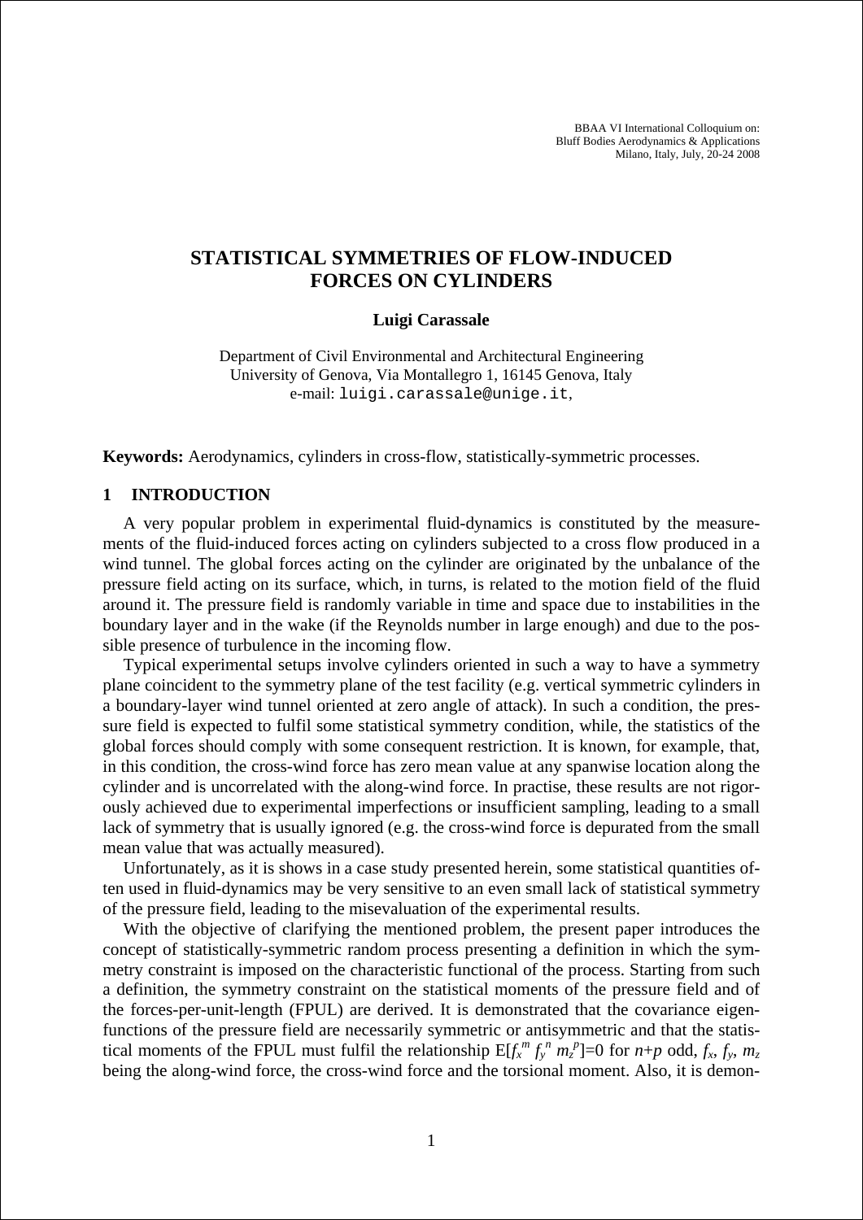BBAA VI International Colloquium on:
Bluff Bodies Aerodynamics & Applications
Milano, Italy, July, 20-24 2008

# STATISTICAL SYMMETRIES OF FLOW-INDUCED FORCES ON CYLINDERS

**Luigi Carassale**

Department of Civil Environmental and Architectural Engineering
University of Genova, Via Montallegro 1, 16145 Genova, Italy
e-mail: luigi.carassale@unige.it,

**Keywords:** Aerodynamics, cylinders in cross-flow, statistically-symmetric processes.

## 1 INTRODUCTION

A very popular problem in experimental fluid-dynamics is constituted by the measurements of the fluid-induced forces acting on cylinders subjected to a cross flow produced in a wind tunnel. The global forces acting on the cylinder are originated by the unbalance of the pressure field acting on its surface, which, in turns, is related to the motion field of the fluid around it. The pressure field is randomly variable in time and space due to instabilities in the boundary layer and in the wake (if the Reynolds number in large enough) and due to the possible presence of turbulence in the incoming flow.

Typical experimental setups involve cylinders oriented in such a way to have a symmetry plane coincident to the symmetry plane of the test facility (e.g. vertical symmetric cylinders in a boundary-layer wind tunnel oriented at zero angle of attack). In such a condition, the pressure field is expected to fulfil some statistical symmetry condition, while, the statistics of the global forces should comply with some consequent restriction. It is known, for example, that, in this condition, the cross-wind force has zero mean value at any spanwise location along the cylinder and is uncorrelated with the along-wind force. In practise, these results are not rigorously achieved due to experimental imperfections or insufficient sampling, leading to a small lack of symmetry that is usually ignored (e.g. the cross-wind force is depurated from the small mean value that was actually measured).

Unfortunately, as it is shows in a case study presented herein, some statistical quantities often used in fluid-dynamics may be very sensitive to an even small lack of statistical symmetry of the pressure field, leading to the misevaluation of the experimental results.

With the objective of clarifying the mentioned problem, the present paper introduces the concept of statistically-symmetric random process presenting a definition in which the symmetry constraint is imposed on the characteristic functional of the process. Starting from such a definition, the symmetry constraint on the statistical moments of the pressure field and of the forces-per-unit-length (FPUL) are derived. It is demonstrated that the covariance eigenfunctions of the pressure field are necessarily symmetric or antisymmetric and that the statistical moments of the FPUL must fulfil the relationship $\mathrm{E}[f_x^m\, f_y^n\, m_z^p]=0$ for $n+p$ odd, $f_x$, $f_y$, $m_z$ being the along-wind force, the cross-wind force and the torsional moment. Also, it is demon-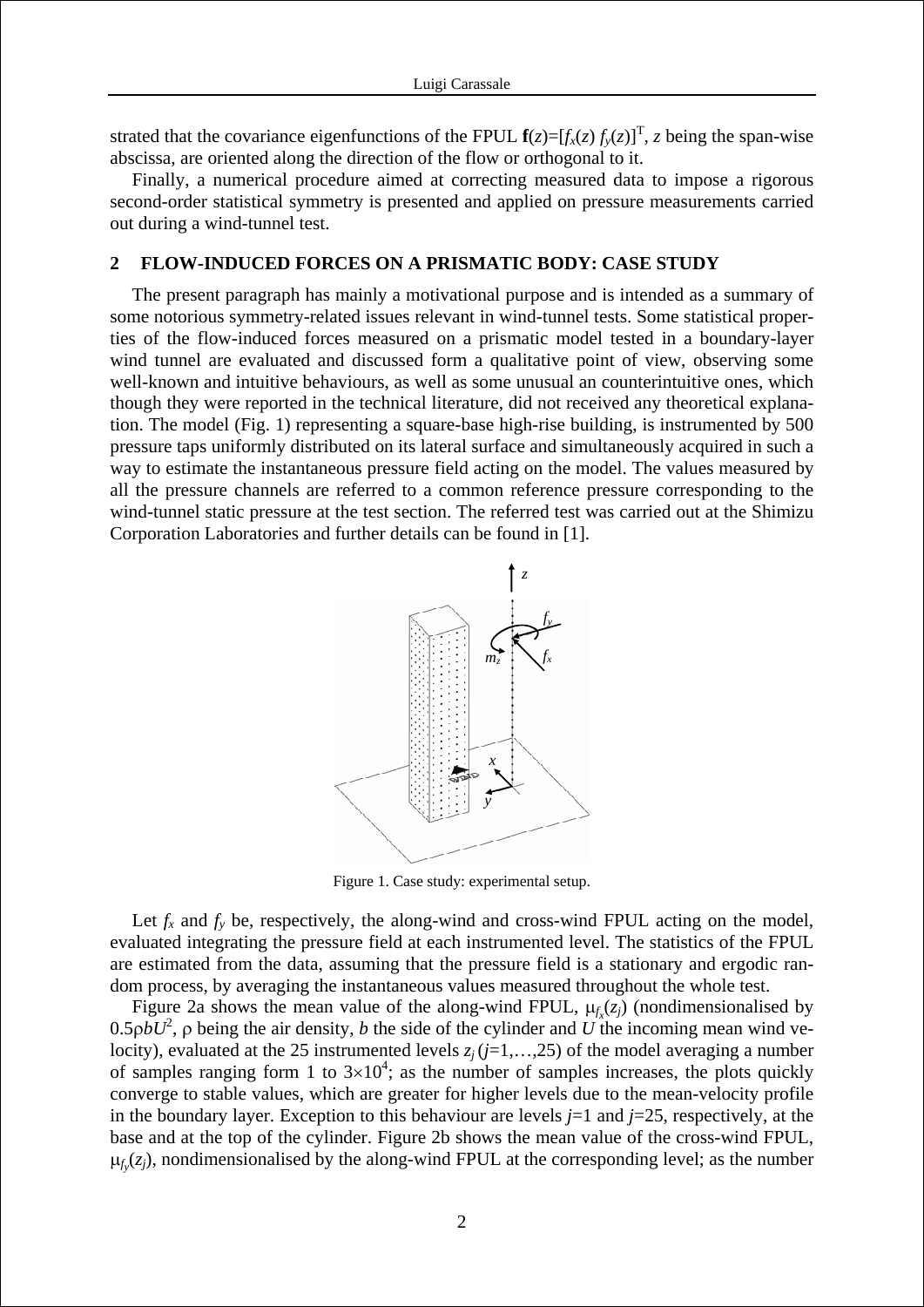strated that the covariance eigenfunctions of the FPUL $\mathbf{f}(z)=[f_x(z)\ f_y(z)]^T$, $z$ being the span-wise abscissa, are oriented along the direction of the flow or orthogonal to it.

Finally, a numerical procedure aimed at correcting measured data to impose a rigorous second-order statistical symmetry is presented and applied on pressure measurements carried out during a wind-tunnel test.

## 2 FLOW-INDUCED FORCES ON A PRISMATIC BODY: CASE STUDY

The present paragraph has mainly a motivational purpose and is intended as a summary of some notorious symmetry-related issues relevant in wind-tunnel tests. Some statistical properties of the flow-induced forces measured on a prismatic model tested in a boundary-layer wind tunnel are evaluated and discussed form a qualitative point of view, observing some well-known and intuitive behaviours, as well as some unusual an counterintuitive ones, which though they were reported in the technical literature, did not received any theoretical explanation. The model (Fig. 1) representing a square-base high-rise building, is instrumented by 500 pressure taps uniformly distributed on its lateral surface and simultaneously acquired in such a way to estimate the instantaneous pressure field acting on the model. The values measured by all the pressure channels are referred to a common reference pressure corresponding to the wind-tunnel static pressure at the test section. The referred test was carried out at the Shimizu Corporation Laboratories and further details can be found in [1].

z

$f_y$

$m_z$

$f_x$

x

y

WIND

Figure 1. Case study: experimental setup.

Let $f_x$ and $f_y$ be, respectively, the along-wind and cross-wind FPUL acting on the model, evaluated integrating the pressure field at each instrumented level. The statistics of the FPUL are estimated from the data, assuming that the pressure field is a stationary and ergodic random process, by averaging the instantaneous values measured throughout the whole test.

Figure 2a shows the mean value of the along-wind FPUL, $\mu_{f_x}(z_j)$ (nondimensionalised by $0.5\rho bU^2$, $\rho$ being the air density, $b$ the side of the cylinder and $U$ the incoming mean wind velocity), evaluated at the 25 instrumented levels $z_j$ ($j$=1,…,25) of the model averaging a number of samples ranging form 1 to $3\times10^4$; as the number of samples increases, the plots quickly converge to stable values, which are greater for higher levels due to the mean-velocity profile in the boundary layer. Exception to this behaviour are levels $j$=1 and $j$=25, respectively, at the base and at the top of the cylinder. Figure 2b shows the mean value of the cross-wind FPUL, $\mu_{f_y}(z_j)$, nondimensionalised by the along-wind FPUL at the corresponding level; as the number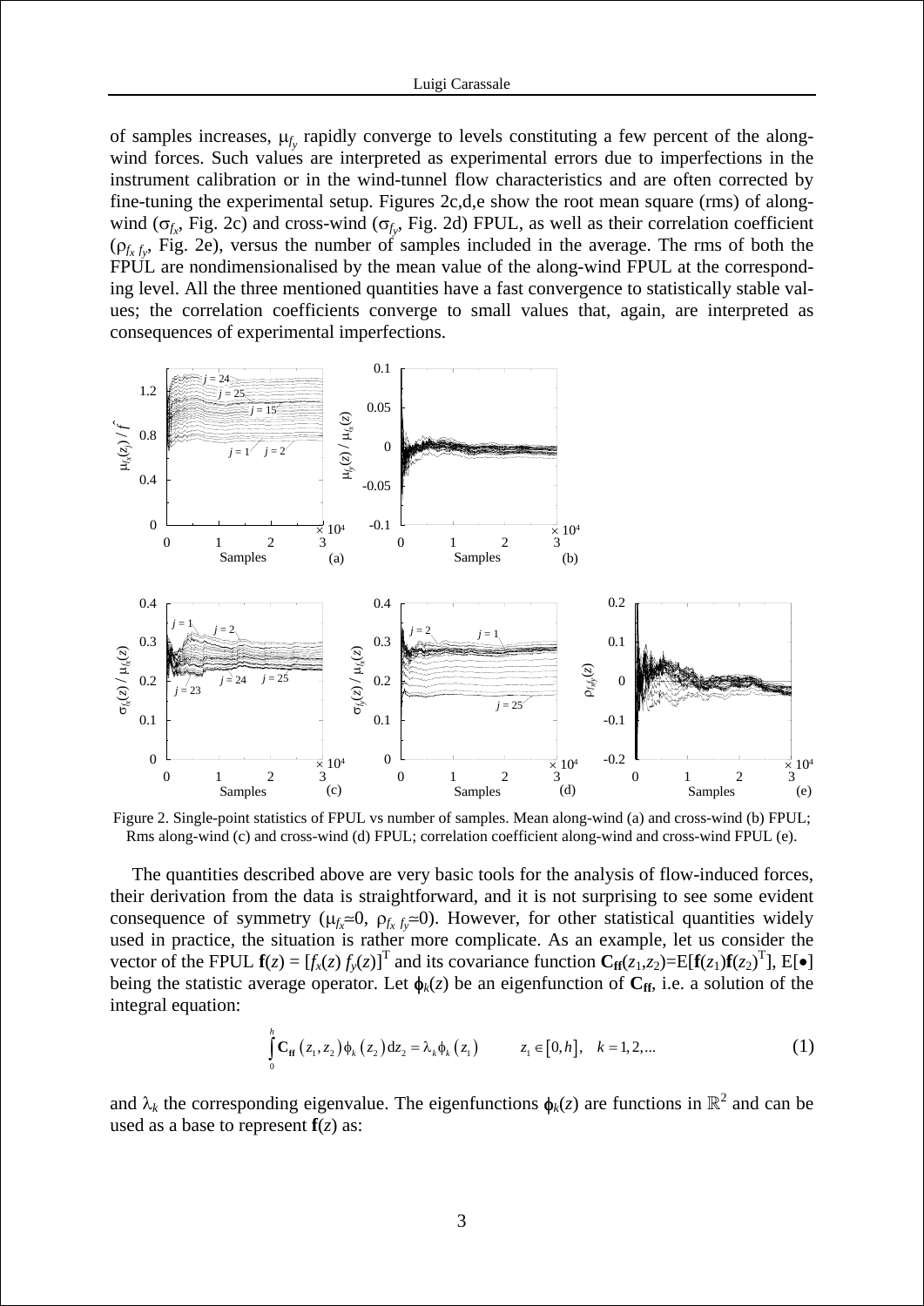of samples increases, $\mu_{f_y}$ rapidly converge to levels constituting a few percent of the along-wind forces. Such values are interpreted as experimental errors due to imperfections in the instrument calibration or in the wind-tunnel flow characteristics and are often corrected by fine-tuning the experimental setup. Figures 2c,d,e show the root mean square (rms) of along-wind ($\sigma_{f_x}$, Fig. 2c) and cross-wind ($\sigma_{f_y}$, Fig. 2d) FPUL, as well as their correlation coefficient ($\rho_{f_x f_y}$, Fig. 2e), versus the number of samples included in the average. The rms of both the FPUL are nondimensionalised by the mean value of the along-wind FPUL at the corresponding level. All the three mentioned quantities have a fast convergence to statistically stable values; the correlation coefficients converge to small values that, again, are interpreted as consequences of experimental imperfections.

(a)
$\mu_{f_x}(z_j)\,/\,\hat{f}$
1.2
0.8
0.4
0
$j = 24$
$j = 25$
$j = 15$
$j = 1$
$j = 2$
0 1 2 3
$\times 10^4$
Samples

(b)
$\mu_{f_y}(z)\,/\,\mu_{f_x}(z)$
0.1
0.05
0
-0.05
-0.1
0 1 2 3
$\times 10^4$
Samples

(c)
$\sigma_{f_x}(z)\,/\,\mu_{f_x}(z)$
0.4
0.3
0.2
0.1
0
$j = 1$
$j = 2$
$j = 24$
$j = 25$
$j = 23$
0 1 2 3
$\times 10^4$
Samples

(d)
$\sigma_{f_y}(z)\,/\,\mu_{f_x}(z)$
0.4
0.3
0.2
0.1
0
$j = 2$
$j = 1$
$j = 25$
0 1 2 3
$\times 10^4$
Samples

(e)
$\rho_{f_x f_y}(z)$
0.2
0.1
0
-0.1
-0.2
0 1 2 3
$\times 10^4$
Samples

Figure 2. Single-point statistics of FPUL vs number of samples. Mean along-wind (a) and cross-wind (b) FPUL; Rms along-wind (c) and cross-wind (d) FPUL; correlation coefficient along-wind and cross-wind FPUL (e).

The quantities described above are very basic tools for the analysis of flow-induced forces, their derivation from the data is straightforward, and it is not surprising to see some evident consequence of symmetry ($\mu_{f_x}\simeq 0$, $\rho_{f_x f_y}\simeq 0$). However, for other statistical quantities widely used in practice, the situation is rather more complicate. As an example, let us consider the vector of the FPUL $\mathbf{f}(z) = [f_x(z)\ f_y(z)]^{\mathrm{T}}$ and its covariance function $\mathbf{C}_{\mathbf{ff}}(z_1,z_2)=\mathrm{E}[\mathbf{f}(z_1)\mathbf{f}(z_2)^{\mathrm{T}}]$, $\mathrm{E}[\bullet]$ being the statistic average operator. Let $\boldsymbol{\phi}_k(z)$ be an eigenfunction of $\mathbf{C}_{\mathbf{ff}}$, i.e. a solution of the integral equation:

$$\int_0^h \mathbf{C}_{\mathbf{ff}}\left(z_1,z_2\right)\boldsymbol{\phi}_k\left(z_2\right)\mathrm{d}z_2 = \lambda_k \boldsymbol{\phi}_k\left(z_1\right) \qquad z_1 \in \left[0,h\right], \quad k=1,2,... \tag{1}$$

and $\lambda_k$ the corresponding eigenvalue. The eigenfunctions $\boldsymbol{\phi}_k(z)$ are functions in $\mathbb{R}^2$ and can be used as a base to represent $\mathbf{f}(z)$ as: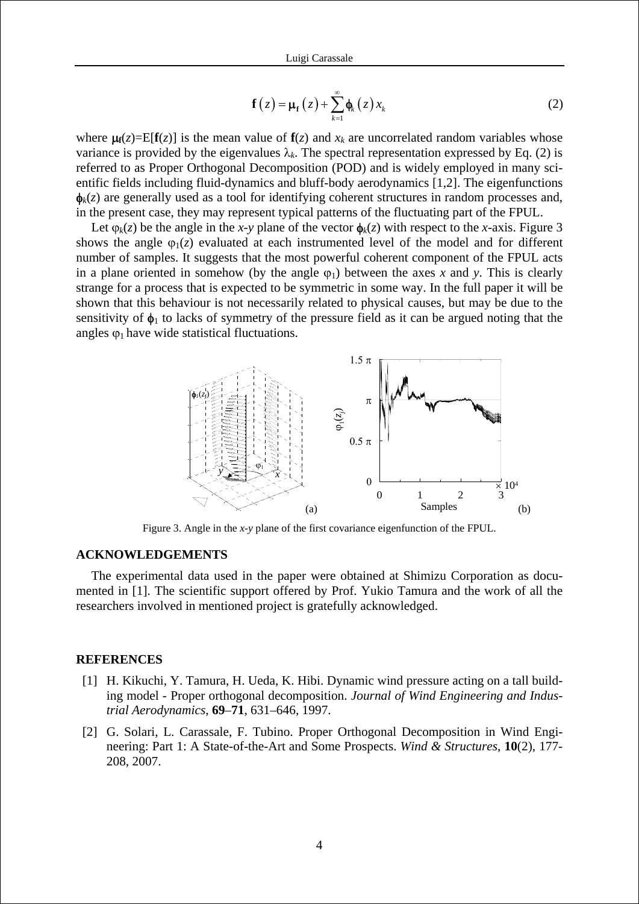$$\mathbf{f}(z) = \boldsymbol{\mu}_{\mathbf{f}}(z) + \sum_{k=1}^{\infty} \boldsymbol{\phi}_k(z) x_k \tag{2}$$

where $\boldsymbol{\mu}_{\mathbf{f}}(z)$=E[$\mathbf{f}(z)$] is the mean value of $\mathbf{f}(z)$ and $x_k$ are uncorrelated random variables whose variance is provided by the eigenvalues $\lambda_k$. The spectral representation expressed by Eq. (2) is referred to as Proper Orthogonal Decomposition (POD) and is widely employed in many scientific fields including fluid-dynamics and bluff-body aerodynamics [1,2]. The eigenfunctions $\boldsymbol{\phi}_k(z)$ are generally used as a tool for identifying coherent structures in random processes and, in the present case, they may represent typical patterns of the fluctuating part of the FPUL.

Let $\varphi_k(z)$ be the angle in the *x*-*y* plane of the vector $\boldsymbol{\phi}_k(z)$ with respect to the *x*-axis. Figure 3 shows the angle $\varphi_1(z)$ evaluated at each instrumented level of the model and for different number of samples. It suggests that the most powerful coherent component of the FPUL acts in a plane oriented in somehow (by the angle $\varphi_1$) between the axes *x* and *y*. This is clearly strange for a process that is expected to be symmetric in some way. In the full paper it will be shown that this behaviour is not necessarily related to physical causes, but may be due to the sensitivity of $\boldsymbol{\phi}_1$ to lacks of symmetry of the pressure field as it can be argued noting that the angles $\varphi_1$ have wide statistical fluctuations.

$\phi_1(z_j)$

$y$

$\varphi_1$

$x$

(a)

1.5 π

π

0.5 π

0

$\varphi_1(z_j)$

0 1 2 3

× 10⁴

Samples

(b)

Figure 3. Angle in the *x*-*y* plane of the first covariance eigenfunction of the FPUL.

## ACKNOWLEDGEMENTS

The experimental data used in the paper were obtained at Shimizu Corporation as documented in [1]. The scientific support offered by Prof. Yukio Tamura and the work of all the researchers involved in mentioned project is gratefully acknowledged.

## REFERENCES

[1] H. Kikuchi, Y. Tamura, H. Ueda, K. Hibi. Dynamic wind pressure acting on a tall building model - Proper orthogonal decomposition. *Journal of Wind Engineering and Industrial Aerodynamics*, **69–71**, 631–646, 1997.

[2] G. Solari, L. Carassale, F. Tubino. Proper Orthogonal Decomposition in Wind Engineering: Part 1: A State-of-the-Art and Some Prospects. *Wind & Structures*, **10**(2), 177-208, 2007.